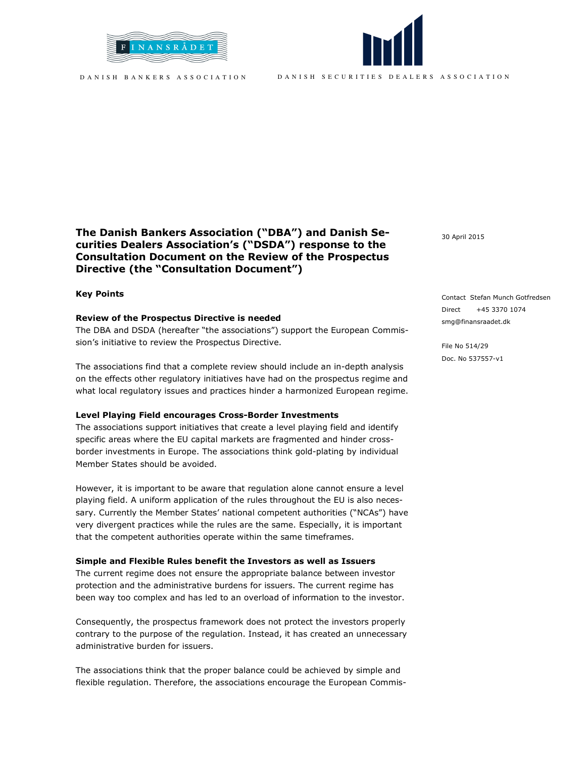FINANSRÅDET

DANISH BANKERS ASSOCIATION

DANISH SECURITIES DEALERS ASSOCIATION

30 April 2015

Contact Stefan Munch Gotfredsen
Direct +45 3370 1074
smg@finansraadet.dk

File No 514/29
Doc. No 537557-v1

# The Danish Bankers Association ("DBA") and Danish Securities Dealers Association's ("DSDA") response to the Consultation Document on the Review of the Prospectus Directive (the "Consultation Document")

## Key Points

### Review of the Prospectus Directive is needed

The DBA and DSDA (hereafter "the associations") support the European Commission's initiative to review the Prospectus Directive.

The associations find that a complete review should include an in-depth analysis on the effects other regulatory initiatives have had on the prospectus regime and what local regulatory issues and practices hinder a harmonized European regime.

### Level Playing Field encourages Cross-Border Investments

The associations support initiatives that create a level playing field and identify specific areas where the EU capital markets are fragmented and hinder cross-border investments in Europe. The associations think gold-plating by individual Member States should be avoided.

However, it is important to be aware that regulation alone cannot ensure a level playing field. A uniform application of the rules throughout the EU is also necessary. Currently the Member States' national competent authorities ("NCAs") have very divergent practices while the rules are the same. Especially, it is important that the competent authorities operate within the same timeframes.

### Simple and Flexible Rules benefit the Investors as well as Issuers

The current regime does not ensure the appropriate balance between investor protection and the administrative burdens for issuers. The current regime has been way too complex and has led to an overload of information to the investor.

Consequently, the prospectus framework does not protect the investors properly contrary to the purpose of the regulation. Instead, it has created an unnecessary administrative burden for issuers.

The associations think that the proper balance could be achieved by simple and flexible regulation. Therefore, the associations encourage the European Commis-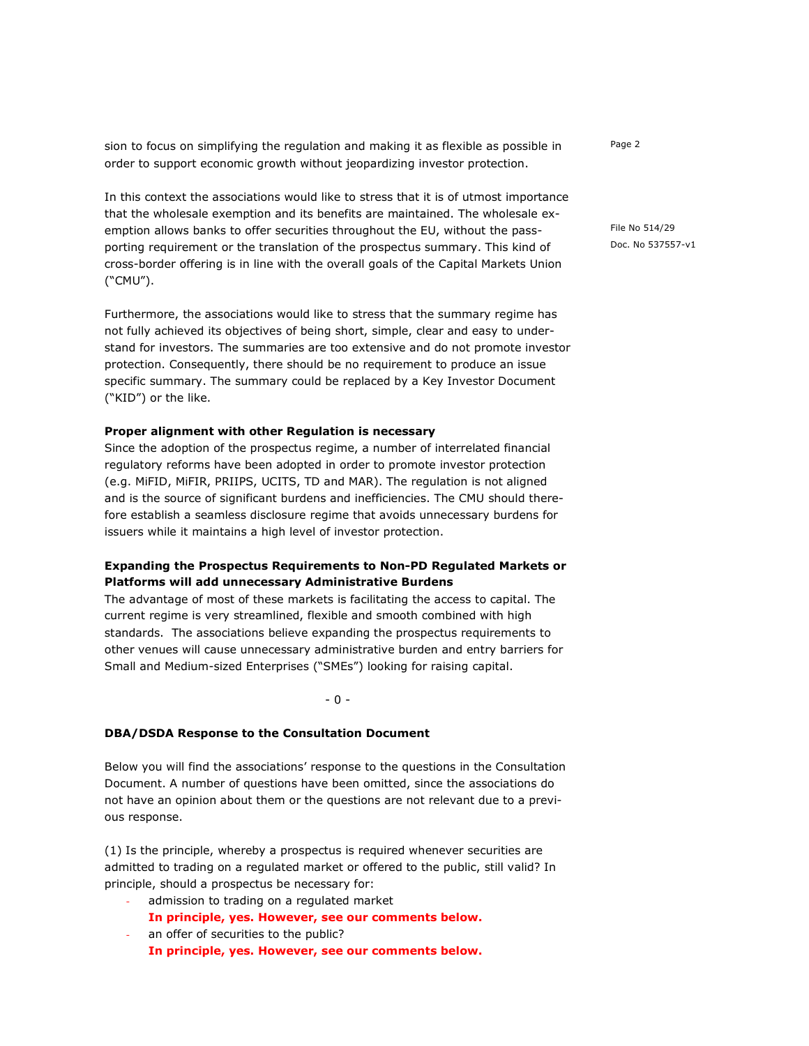sion to focus on simplifying the regulation and making it as flexible as possible in order to support economic growth without jeopardizing investor protection.

In this context the associations would like to stress that it is of utmost importance that the wholesale exemption and its benefits are maintained. The wholesale exemption allows banks to offer securities throughout the EU, without the passporting requirement or the translation of the prospectus summary. This kind of cross-border offering is in line with the overall goals of the Capital Markets Union ("CMU").

Furthermore, the associations would like to stress that the summary regime has not fully achieved its objectives of being short, simple, clear and easy to understand for investors. The summaries are too extensive and do not promote investor protection. Consequently, there should be no requirement to produce an issue specific summary. The summary could be replaced by a Key Investor Document ("KID") or the like.

**Proper alignment with other Regulation is necessary**

Since the adoption of the prospectus regime, a number of interrelated financial regulatory reforms have been adopted in order to promote investor protection (e.g. MiFID, MiFIR, PRIIPS, UCITS, TD and MAR). The regulation is not aligned and is the source of significant burdens and inefficiencies. The CMU should therefore establish a seamless disclosure regime that avoids unnecessary burdens for issuers while it maintains a high level of investor protection.

**Expanding the Prospectus Requirements to Non-PD Regulated Markets or Platforms will add unnecessary Administrative Burdens**

The advantage of most of these markets is facilitating the access to capital. The current regime is very streamlined, flexible and smooth combined with high standards. The associations believe expanding the prospectus requirements to other venues will cause unnecessary administrative burden and entry barriers for Small and Medium-sized Enterprises ("SMEs") looking for raising capital.

- 0 -

**DBA/DSDA Response to the Consultation Document**

Below you will find the associations' response to the questions in the Consultation Document. A number of questions have been omitted, since the associations do not have an opinion about them or the questions are not relevant due to a previous response.

(1) Is the principle, whereby a prospectus is required whenever securities are admitted to trading on a regulated market or offered to the public, still valid? In principle, should a prospectus be necessary for:

- admission to trading on a regulated market
  **In principle, yes. However, see our comments below.**
- an offer of securities to the public?
  **In principle, yes. However, see our comments below.**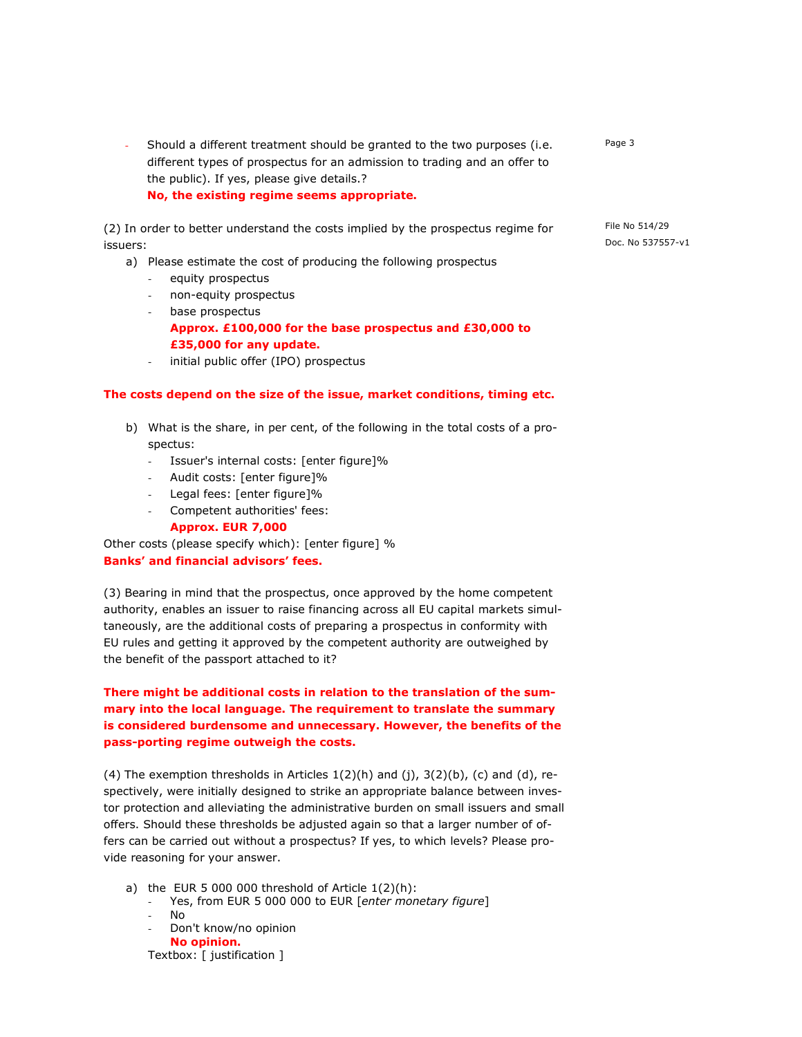- Should a different treatment should be granted to the two purposes (i.e. different types of prospectus for an admission to trading and an offer to the public). If yes, please give details.?
  **No, the existing regime seems appropriate.**

File No 514/29
Doc. No 537557-v1

(2) In order to better understand the costs implied by the prospectus regime for issuers:

a) Please estimate the cost of producing the following prospectus
   - equity prospectus
   - non-equity prospectus
   - base prospectus
     **Approx. £100,000 for the base prospectus and £30,000 to £35,000 for any update.**
   - initial public offer (IPO) prospectus

**The costs depend on the size of the issue, market conditions, timing etc.**

b) What is the share, in per cent, of the following in the total costs of a prospectus:
   - Issuer's internal costs: [enter figure]%
   - Audit costs: [enter figure]%
   - Legal fees: [enter figure]%
   - Competent authorities' fees:
     **Approx. EUR 7,000**

Other costs (please specify which): [enter figure] %
**Banks' and financial advisors' fees.**

(3) Bearing in mind that the prospectus, once approved by the home competent authority, enables an issuer to raise financing across all EU capital markets simultaneously, are the additional costs of preparing a prospectus in conformity with EU rules and getting it approved by the competent authority are outweighed by the benefit of the passport attached to it?

**There might be additional costs in relation to the translation of the summary into the local language. The requirement to translate the summary is considered burdensome and unnecessary. However, the benefits of the pass-porting regime outweigh the costs.**

(4) The exemption thresholds in Articles 1(2)(h) and (j), 3(2)(b), (c) and (d), respectively, were initially designed to strike an appropriate balance between investor protection and alleviating the administrative burden on small issuers and small offers. Should these thresholds be adjusted again so that a larger number of offers can be carried out without a prospectus? If yes, to which levels? Please provide reasoning for your answer.

a) the EUR 5 000 000 threshold of Article 1(2)(h):
   - Yes, from EUR 5 000 000 to EUR [*enter monetary figure*]
   - No
   - Don't know/no opinion
     **No opinion.**

   Textbox: [ justification ]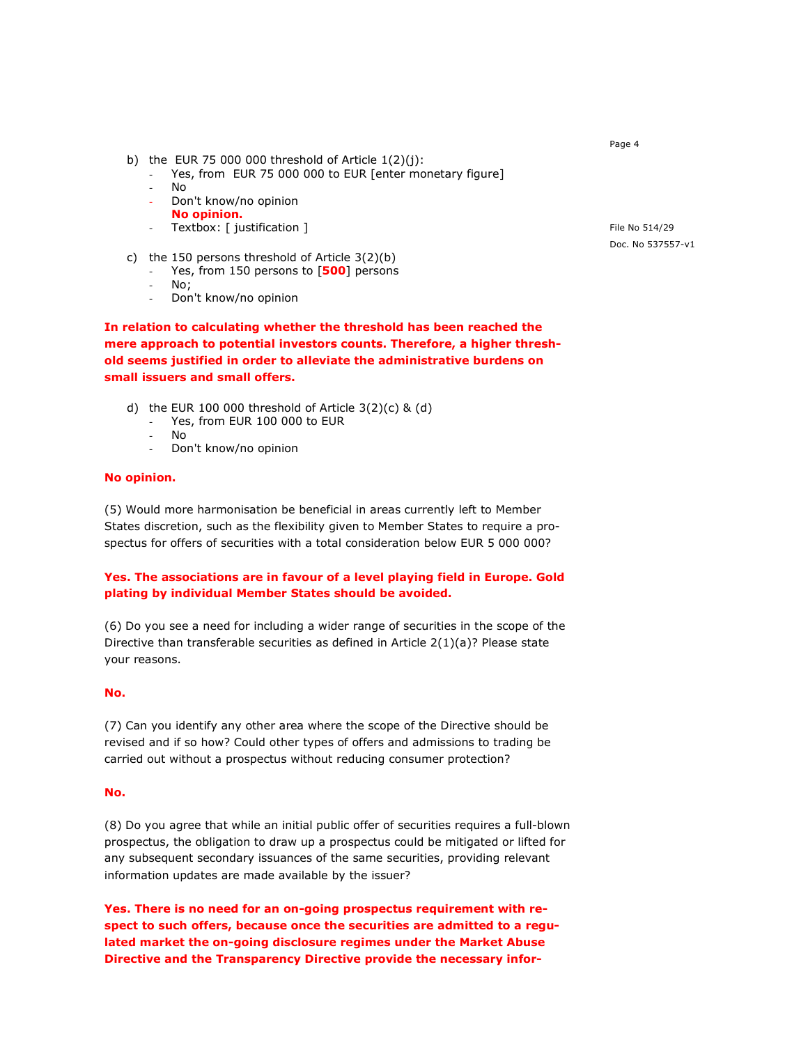b) the EUR 75 000 000 threshold of Article 1(2)(j):
- Yes, from EUR 75 000 000 to EUR [enter monetary figure]
- No
- Don't know/no opinion
  **No opinion.**
- Textbox: [ justification ]

c) the 150 persons threshold of Article 3(2)(b)
- Yes, from 150 persons to [**500**] persons
- No;
- Don't know/no opinion

**In relation to calculating whether the threshold has been reached the mere approach to potential investors counts. Therefore, a higher threshold seems justified in order to alleviate the administrative burdens on small issuers and small offers.**

d) the EUR 100 000 threshold of Article 3(2)(c) & (d)
- Yes, from EUR 100 000 to EUR
- No
- Don't know/no opinion

**No opinion.**

(5) Would more harmonisation be beneficial in areas currently left to Member States discretion, such as the flexibility given to Member States to require a prospectus for offers of securities with a total consideration below EUR 5 000 000?

**Yes. The associations are in favour of a level playing field in Europe. Gold plating by individual Member States should be avoided.**

(6) Do you see a need for including a wider range of securities in the scope of the Directive than transferable securities as defined in Article 2(1)(a)? Please state your reasons.

**No.**

(7) Can you identify any other area where the scope of the Directive should be revised and if so how? Could other types of offers and admissions to trading be carried out without a prospectus without reducing consumer protection?

**No.**

(8) Do you agree that while an initial public offer of securities requires a full-blown prospectus, the obligation to draw up a prospectus could be mitigated or lifted for any subsequent secondary issuances of the same securities, providing relevant information updates are made available by the issuer?

**Yes. There is no need for an on-going prospectus requirement with respect to such offers, because once the securities are admitted to a regulated market the on-going disclosure regimes under the Market Abuse Directive and the Transparency Directive provide the necessary infor-**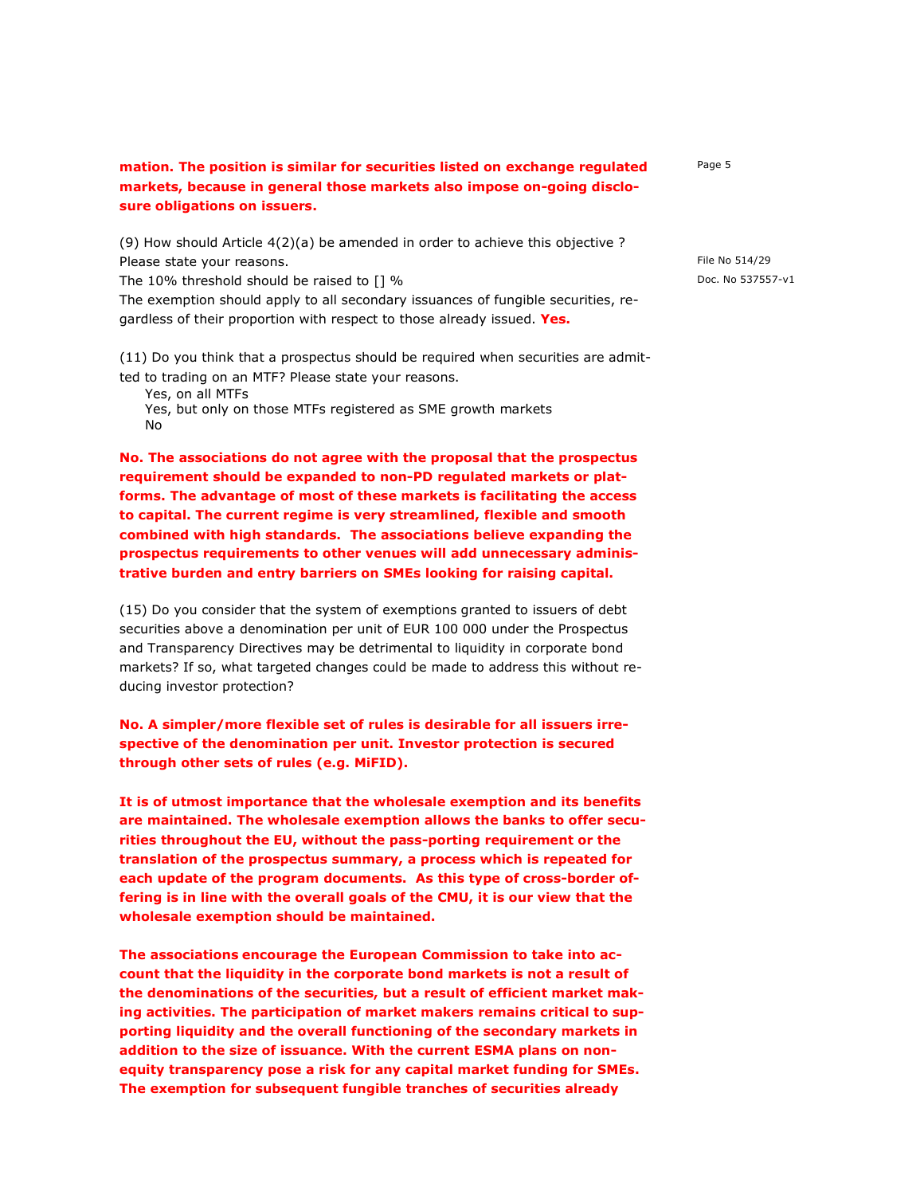**mation. The position is similar for securities listed on exchange regulated markets, because in general those markets also impose on-going disclosure obligations on issuers.**

(9) How should Article 4(2)(a) be amended in order to achieve this objective ? Please state your reasons.
The 10% threshold should be raised to [] %
The exemption should apply to all secondary issuances of fungible securities, regardless of their proportion with respect to those already issued. **Yes.**

(11) Do you think that a prospectus should be required when securities are admitted to trading on an MTF? Please state your reasons.
Yes, on all MTFs
Yes, but only on those MTFs registered as SME growth markets
No

**No. The associations do not agree with the proposal that the prospectus requirement should be expanded to non-PD regulated markets or platforms. The advantage of most of these markets is facilitating the access to capital. The current regime is very streamlined, flexible and smooth combined with high standards. The associations believe expanding the prospectus requirements to other venues will add unnecessary administrative burden and entry barriers on SMEs looking for raising capital.**

(15) Do you consider that the system of exemptions granted to issuers of debt securities above a denomination per unit of EUR 100 000 under the Prospectus and Transparency Directives may be detrimental to liquidity in corporate bond markets? If so, what targeted changes could be made to address this without reducing investor protection?

**No. A simpler/more flexible set of rules is desirable for all issuers irrespective of the denomination per unit. Investor protection is secured through other sets of rules (e.g. MiFID).**

**It is of utmost importance that the wholesale exemption and its benefits are maintained. The wholesale exemption allows the banks to offer securities throughout the EU, without the pass-porting requirement or the translation of the prospectus summary, a process which is repeated for each update of the program documents. As this type of cross-border offering is in line with the overall goals of the CMU, it is our view that the wholesale exemption should be maintained.**

**The associations encourage the European Commission to take into account that the liquidity in the corporate bond markets is not a result of the denominations of the securities, but a result of efficient market making activities. The participation of market makers remains critical to supporting liquidity and the overall functioning of the secondary markets in addition to the size of issuance. With the current ESMA plans on non-equity transparency pose a risk for any capital market funding for SMEs. The exemption for subsequent fungible tranches of securities already**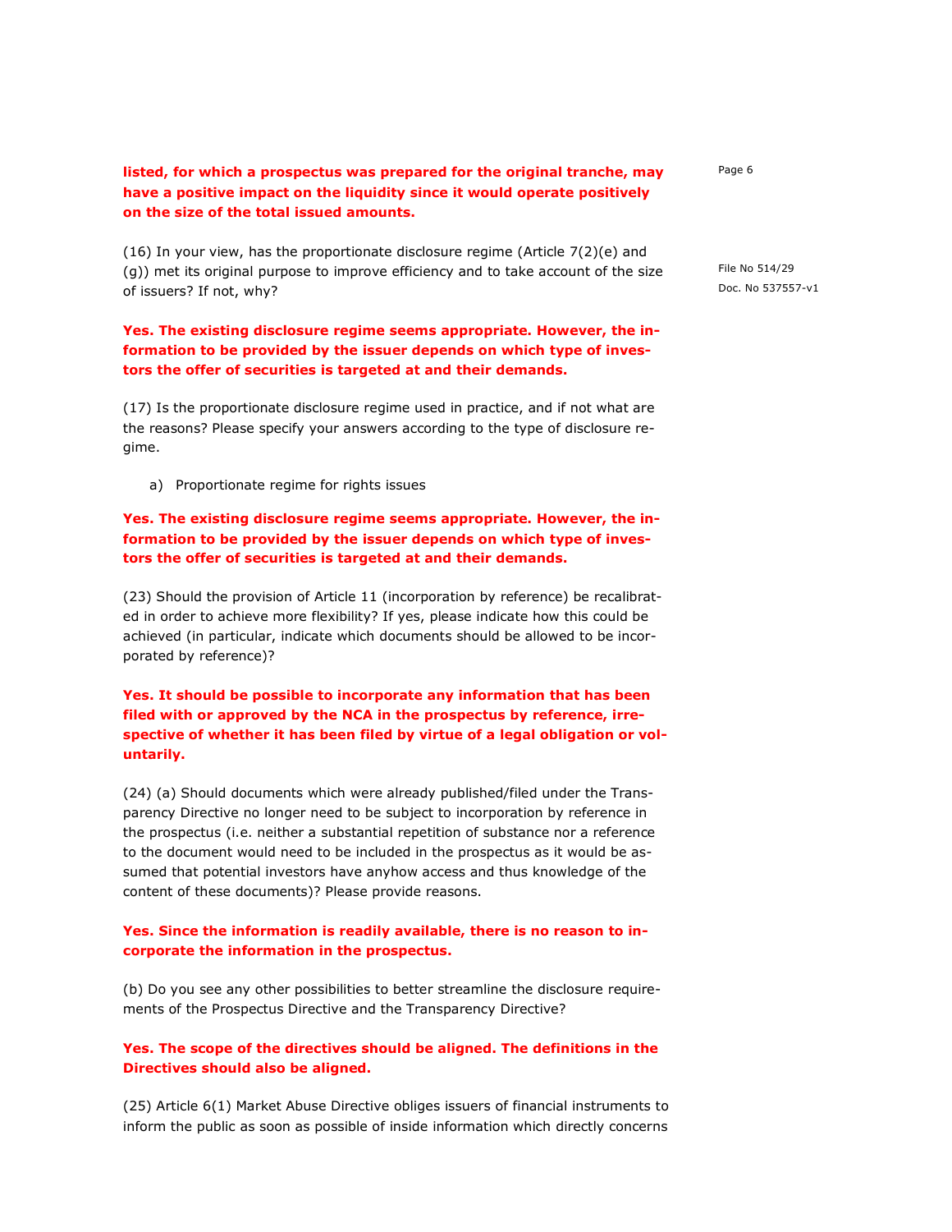**listed, for which a prospectus was prepared for the original tranche, may have a positive impact on the liquidity since it would operate positively on the size of the total issued amounts.**

(16) In your view, has the proportionate disclosure regime (Article 7(2)(e) and (g)) met its original purpose to improve efficiency and to take account of the size of issuers? If not, why?

**Yes. The existing disclosure regime seems appropriate. However, the information to be provided by the issuer depends on which type of investors the offer of securities is targeted at and their demands.**

(17) Is the proportionate disclosure regime used in practice, and if not what are the reasons? Please specify your answers according to the type of disclosure regime.

a) Proportionate regime for rights issues

**Yes. The existing disclosure regime seems appropriate. However, the information to be provided by the issuer depends on which type of investors the offer of securities is targeted at and their demands.**

(23) Should the provision of Article 11 (incorporation by reference) be recalibrated in order to achieve more flexibility? If yes, please indicate how this could be achieved (in particular, indicate which documents should be allowed to be incorporated by reference)?

**Yes. It should be possible to incorporate any information that has been filed with or approved by the NCA in the prospectus by reference, irrespective of whether it has been filed by virtue of a legal obligation or voluntarily.**

(24) (a) Should documents which were already published/filed under the Transparency Directive no longer need to be subject to incorporation by reference in the prospectus (i.e. neither a substantial repetition of substance nor a reference to the document would need to be included in the prospectus as it would be assumed that potential investors have anyhow access and thus knowledge of the content of these documents)? Please provide reasons.

**Yes. Since the information is readily available, there is no reason to incorporate the information in the prospectus.**

(b) Do you see any other possibilities to better streamline the disclosure requirements of the Prospectus Directive and the Transparency Directive?

**Yes. The scope of the directives should be aligned. The definitions in the Directives should also be aligned.**

(25) Article 6(1) Market Abuse Directive obliges issuers of financial instruments to inform the public as soon as possible of inside information which directly concerns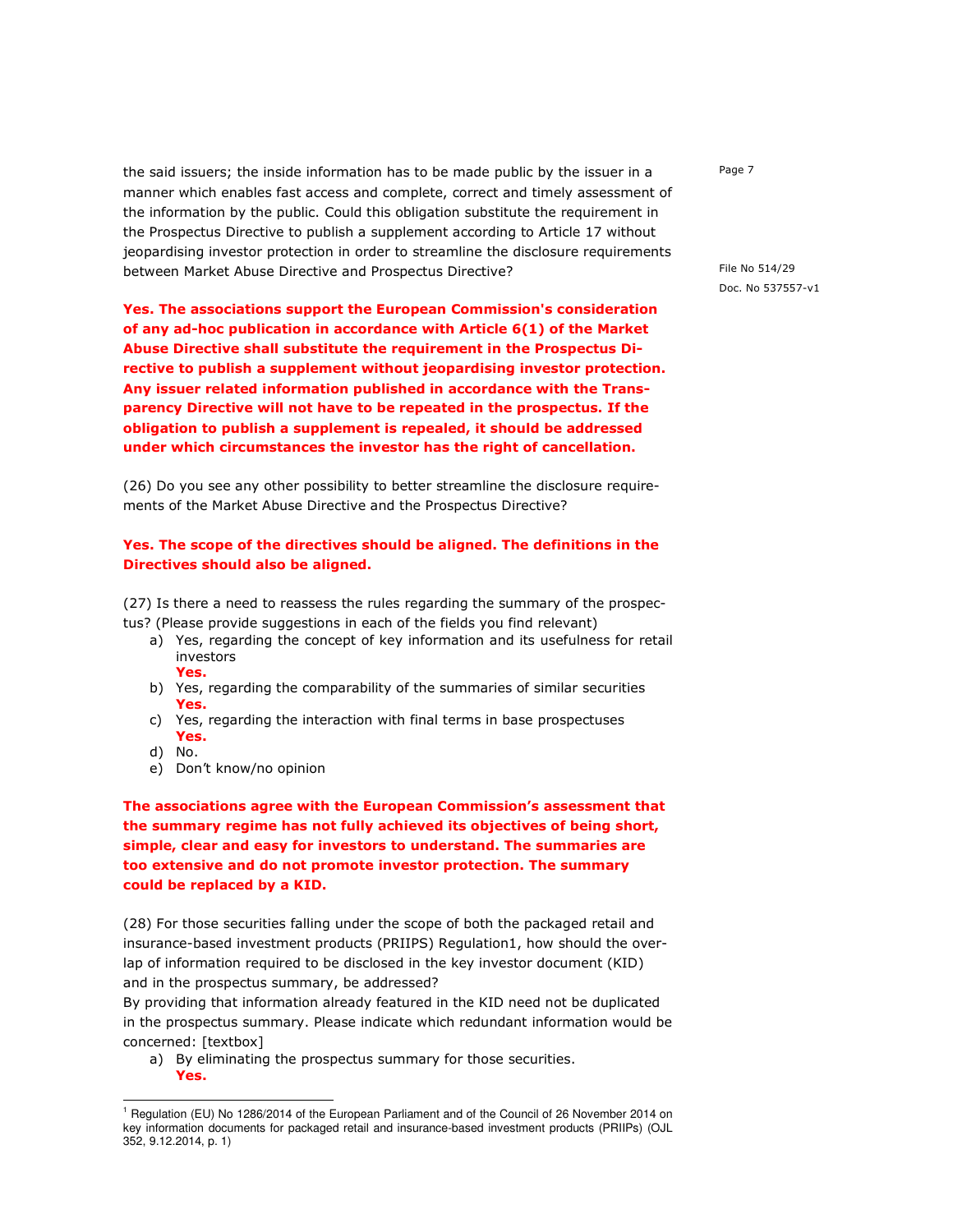the said issuers; the inside information has to be made public by the issuer in a manner which enables fast access and complete, correct and timely assessment of the information by the public. Could this obligation substitute the requirement in the Prospectus Directive to publish a supplement according to Article 17 without jeopardising investor protection in order to streamline the disclosure requirements between Market Abuse Directive and Prospectus Directive?

**Yes. The associations support the European Commission's consideration of any ad-hoc publication in accordance with Article 6(1) of the Market Abuse Directive shall substitute the requirement in the Prospectus Directive to publish a supplement without jeopardising investor protection. Any issuer related information published in accordance with the Transparency Directive will not have to be repeated in the prospectus. If the obligation to publish a supplement is repealed, it should be addressed under which circumstances the investor has the right of cancellation.**

(26) Do you see any other possibility to better streamline the disclosure requirements of the Market Abuse Directive and the Prospectus Directive?

**Yes. The scope of the directives should be aligned. The definitions in the Directives should also be aligned.**

(27) Is there a need to reassess the rules regarding the summary of the prospectus? (Please provide suggestions in each of the fields you find relevant)

a) Yes, regarding the concept of key information and its usefulness for retail investors
   **Yes.**
b) Yes, regarding the comparability of the summaries of similar securities
   **Yes.**
c) Yes, regarding the interaction with final terms in base prospectuses
   **Yes.**
d) No.
e) Don’t know/no opinion

**The associations agree with the European Commission’s assessment that the summary regime has not fully achieved its objectives of being short, simple, clear and easy for investors to understand. The summaries are too extensive and do not promote investor protection. The summary could be replaced by a KID.**

(28) For those securities falling under the scope of both the packaged retail and insurance-based investment products (PRIIPS) Regulation[1], how should the overlap of information required to be disclosed in the key investor document (KID) and in the prospectus summary, be addressed?

By providing that information already featured in the KID need not be duplicated in the prospectus summary. Please indicate which redundant information would be concerned: [textbox]

a) By eliminating the prospectus summary for those securities.
   **Yes.**

[1] Regulation (EU) No 1286/2014 of the European Parliament and of the Council of 26 November 2014 on key information documents for packaged retail and insurance-based investment products (PRIIPs) (OJL 352, 9.12.2014, p. 1)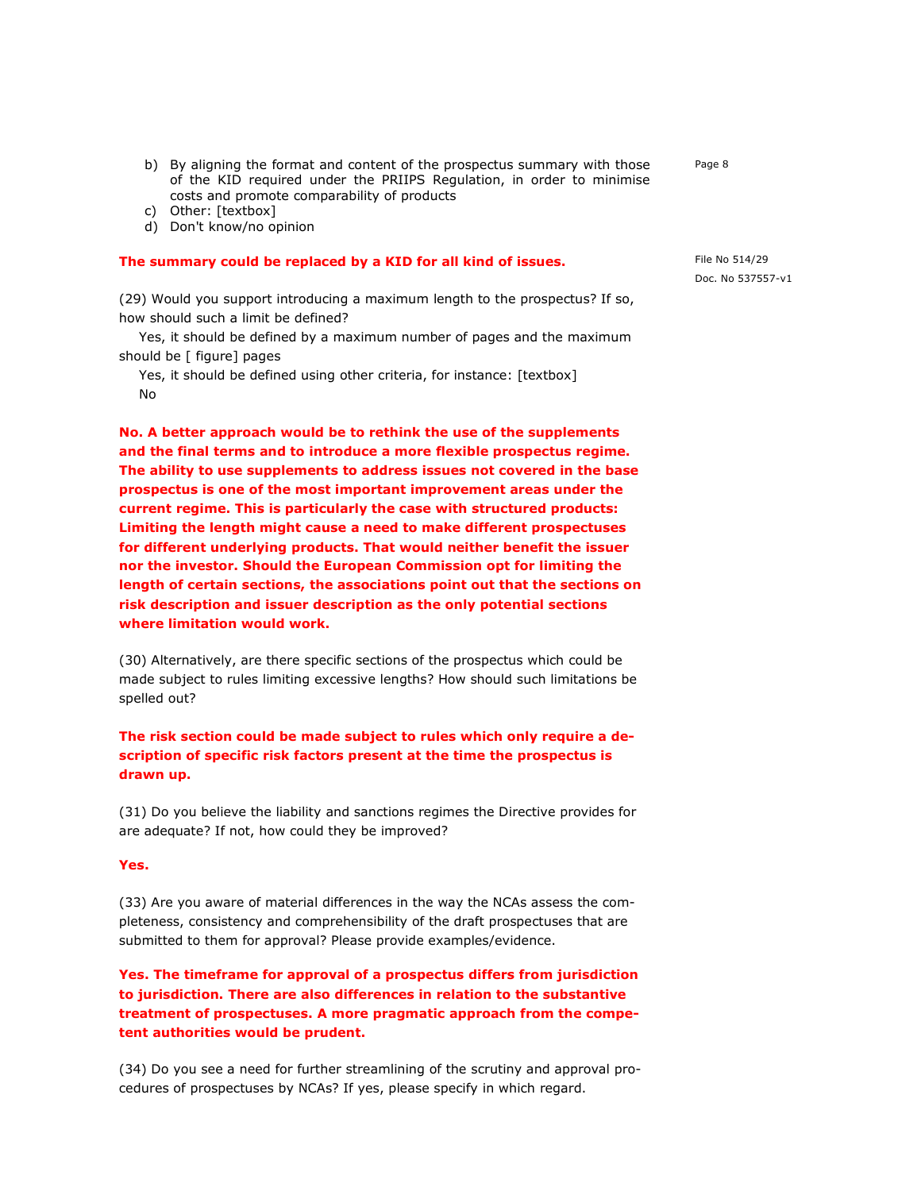b) By aligning the format and content of the prospectus summary with those of the KID required under the PRIIPS Regulation, in order to minimise costs and promote comparability of products
c) Other: [textbox]
d) Don't know/no opinion

**The summary could be replaced by a KID for all kind of issues.**

(29) Would you support introducing a maximum length to the prospectus? If so, how should such a limit be defined?

Yes, it should be defined by a maximum number of pages and the maximum should be [ figure] pages

Yes, it should be defined using other criteria, for instance: [textbox]

No

**No. A better approach would be to rethink the use of the supplements and the final terms and to introduce a more flexible prospectus regime. The ability to use supplements to address issues not covered in the base prospectus is one of the most important improvement areas under the current regime. This is particularly the case with structured products: Limiting the length might cause a need to make different prospectuses for different underlying products. That would neither benefit the issuer nor the investor. Should the European Commission opt for limiting the length of certain sections, the associations point out that the sections on risk description and issuer description as the only potential sections where limitation would work.**

(30) Alternatively, are there specific sections of the prospectus which could be made subject to rules limiting excessive lengths? How should such limitations be spelled out?

**The risk section could be made subject to rules which only require a description of specific risk factors present at the time the prospectus is drawn up.**

(31) Do you believe the liability and sanctions regimes the Directive provides for are adequate? If not, how could they be improved?

**Yes.**

(33) Are you aware of material differences in the way the NCAs assess the completeness, consistency and comprehensibility of the draft prospectuses that are submitted to them for approval? Please provide examples/evidence.

**Yes. The timeframe for approval of a prospectus differs from jurisdiction to jurisdiction. There are also differences in relation to the substantive treatment of prospectuses. A more pragmatic approach from the competent authorities would be prudent.**

(34) Do you see a need for further streamlining of the scrutiny and approval procedures of prospectuses by NCAs? If yes, please specify in which regard.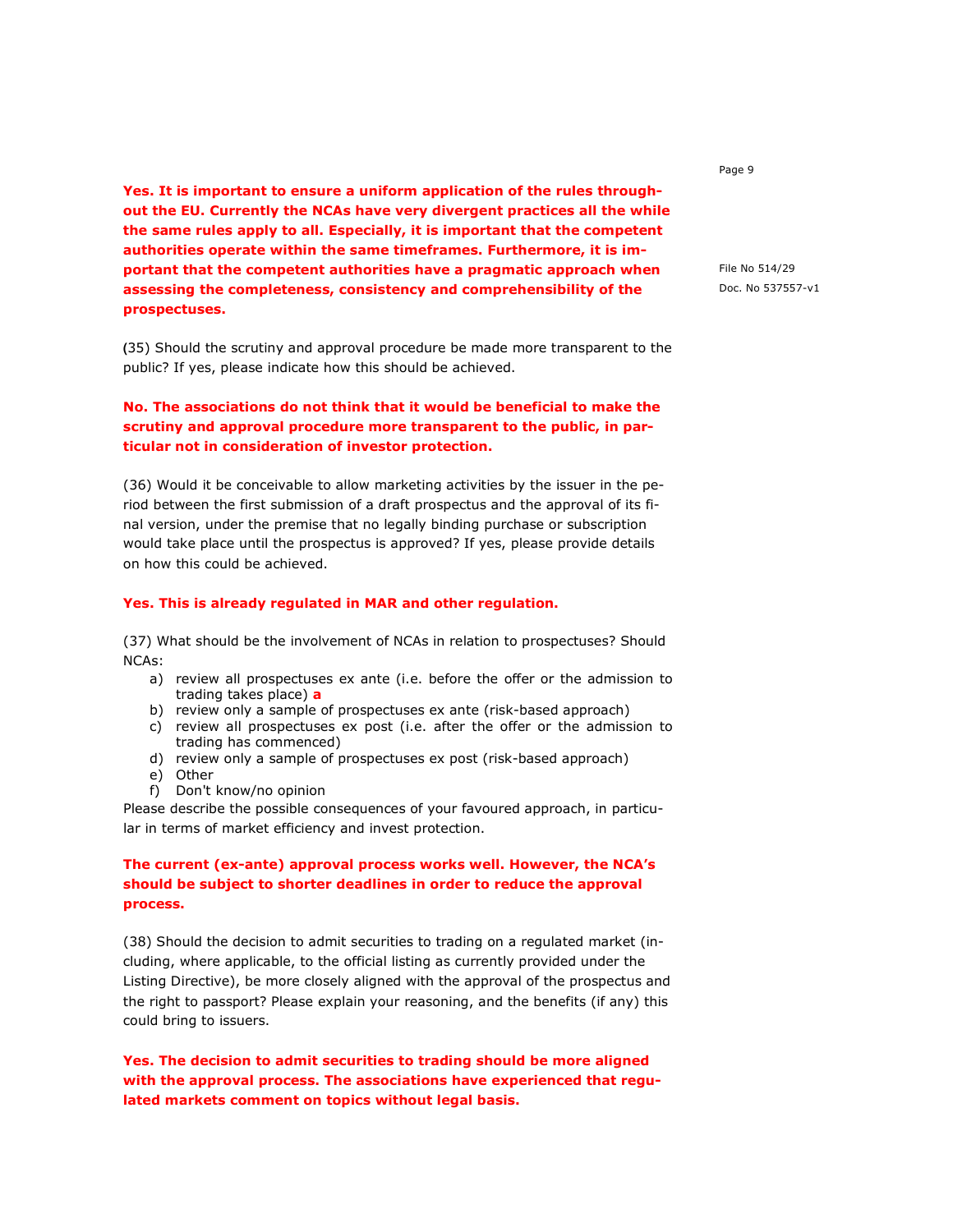**Yes. It is important to ensure a uniform application of the rules throughout the EU. Currently the NCAs have very divergent practices all the while the same rules apply to all. Especially, it is important that the competent authorities operate within the same timeframes. Furthermore, it is important that the competent authorities have a pragmatic approach when assessing the completeness, consistency and comprehensibility of the prospectuses.**

(35) Should the scrutiny and approval procedure be made more transparent to the public? If yes, please indicate how this should be achieved.

**No. The associations do not think that it would be beneficial to make the scrutiny and approval procedure more transparent to the public, in particular not in consideration of investor protection.**

(36) Would it be conceivable to allow marketing activities by the issuer in the period between the first submission of a draft prospectus and the approval of its final version, under the premise that no legally binding purchase or subscription would take place until the prospectus is approved? If yes, please provide details on how this could be achieved.

**Yes. This is already regulated in MAR and other regulation.**

(37) What should be the involvement of NCAs in relation to prospectuses? Should NCAs:

a) review all prospectuses ex ante (i.e. before the offer or the admission to trading takes place) **a**
b) review only a sample of prospectuses ex ante (risk-based approach)
c) review all prospectuses ex post (i.e. after the offer or the admission to trading has commenced)
d) review only a sample of prospectuses ex post (risk-based approach)
e) Other
f) Don't know/no opinion

Please describe the possible consequences of your favoured approach, in particular in terms of market efficiency and invest protection.

**The current (ex-ante) approval process works well. However, the NCA's should be subject to shorter deadlines in order to reduce the approval process.**

(38) Should the decision to admit securities to trading on a regulated market (including, where applicable, to the official listing as currently provided under the Listing Directive), be more closely aligned with the approval of the prospectus and the right to passport? Please explain your reasoning, and the benefits (if any) this could bring to issuers.

**Yes. The decision to admit securities to trading should be more aligned with the approval process. The associations have experienced that regulated markets comment on topics without legal basis.**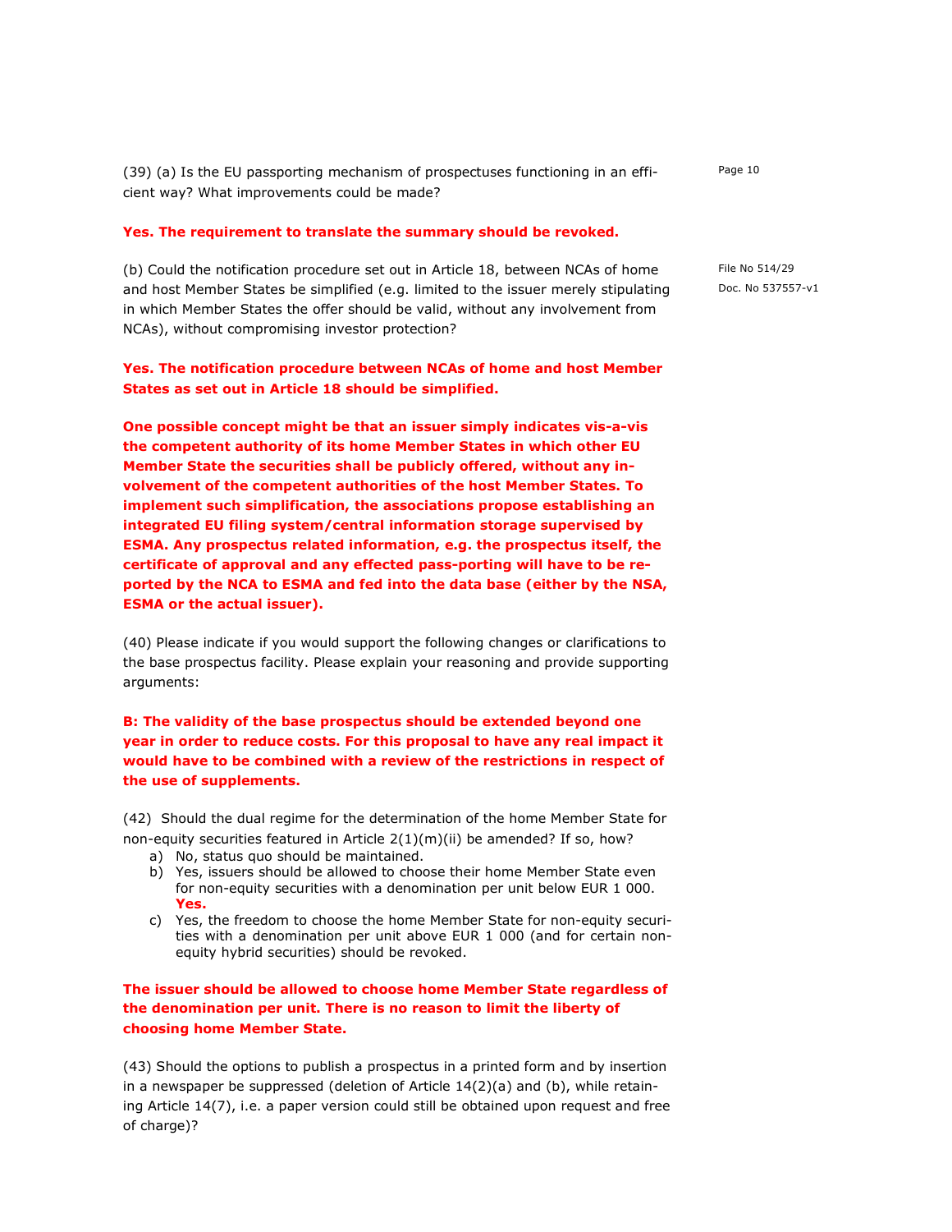(39) (a) Is the EU passporting mechanism of prospectuses functioning in an efficient way? What improvements could be made?

**Yes. The requirement to translate the summary should be revoked.**

(b) Could the notification procedure set out in Article 18, between NCAs of home and host Member States be simplified (e.g. limited to the issuer merely stipulating in which Member States the offer should be valid, without any involvement from NCAs), without compromising investor protection?

**Yes. The notification procedure between NCAs of home and host Member States as set out in Article 18 should be simplified.**

**One possible concept might be that an issuer simply indicates vis-a-vis the competent authority of its home Member States in which other EU Member State the securities shall be publicly offered, without any involvement of the competent authorities of the host Member States. To implement such simplification, the associations propose establishing an integrated EU filing system/central information storage supervised by ESMA. Any prospectus related information, e.g. the prospectus itself, the certificate of approval and any effected pass-porting will have to be reported by the NCA to ESMA and fed into the data base (either by the NSA, ESMA or the actual issuer).**

(40) Please indicate if you would support the following changes or clarifications to the base prospectus facility. Please explain your reasoning and provide supporting arguments:

**B: The validity of the base prospectus should be extended beyond one year in order to reduce costs. For this proposal to have any real impact it would have to be combined with a review of the restrictions in respect of the use of supplements.**

(42) Should the dual regime for the determination of the home Member State for non-equity securities featured in Article 2(1)(m)(ii) be amended? If so, how?

a) No, status quo should be maintained.
b) Yes, issuers should be allowed to choose their home Member State even for non-equity securities with a denomination per unit below EUR 1 000. **Yes.**
c) Yes, the freedom to choose the home Member State for non-equity securities with a denomination per unit above EUR 1 000 (and for certain non-equity hybrid securities) should be revoked.

**The issuer should be allowed to choose home Member State regardless of the denomination per unit. There is no reason to limit the liberty of choosing home Member State.**

(43) Should the options to publish a prospectus in a printed form and by insertion in a newspaper be suppressed (deletion of Article 14(2)(a) and (b), while retaining Article 14(7), i.e. a paper version could still be obtained upon request and free of charge)?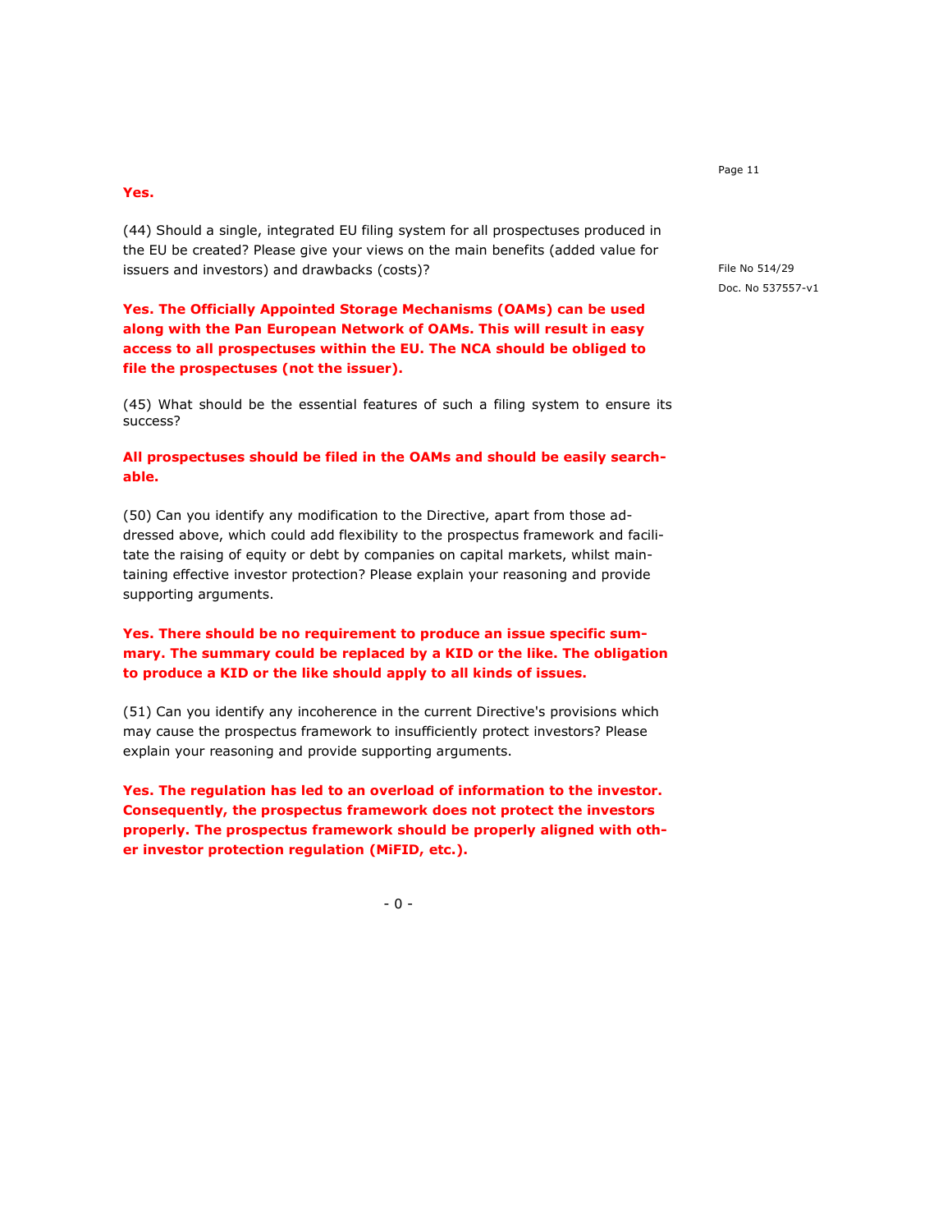**Yes.**

(44) Should a single, integrated EU filing system for all prospectuses produced in the EU be created? Please give your views on the main benefits (added value for issuers and investors) and drawbacks (costs)?

**Yes. The Officially Appointed Storage Mechanisms (OAMs) can be used along with the Pan European Network of OAMs. This will result in easy access to all prospectuses within the EU. The NCA should be obliged to file the prospectuses (not the issuer).**

(45) What should be the essential features of such a filing system to ensure its success?

**All prospectuses should be filed in the OAMs and should be easily searchable.**

(50) Can you identify any modification to the Directive, apart from those addressed above, which could add flexibility to the prospectus framework and facilitate the raising of equity or debt by companies on capital markets, whilst maintaining effective investor protection? Please explain your reasoning and provide supporting arguments.

**Yes. There should be no requirement to produce an issue specific summary. The summary could be replaced by a KID or the like. The obligation to produce a KID or the like should apply to all kinds of issues.**

(51) Can you identify any incoherence in the current Directive's provisions which may cause the prospectus framework to insufficiently protect investors? Please explain your reasoning and provide supporting arguments.

**Yes. The regulation has led to an overload of information to the investor. Consequently, the prospectus framework does not protect the investors properly. The prospectus framework should be properly aligned with other investor protection regulation (MiFID, etc.).**

File No 514/29
Doc. No 537557-v1